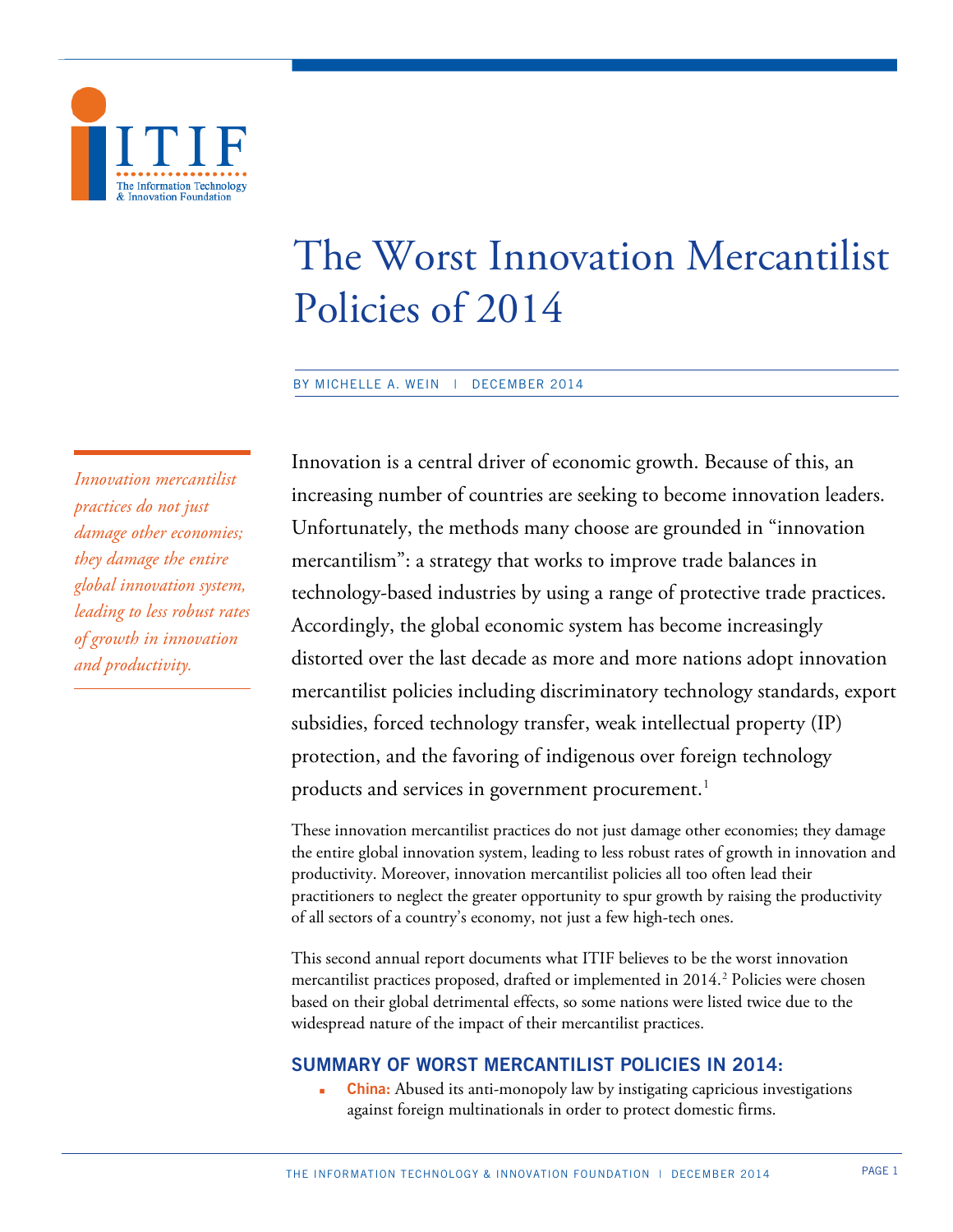# The Worst Innovation Mercantilist Policies of 2014

BY MICHELLE A. WEIN | DECEMBER 2014

*Innovation mercantilist practices do not just damage other economies; they damage the entire global innovation system, leading to less robust rates of growth in innovation and productivity.*

Innovation is a central driver of economic growth. Because of this, an increasing number of countries are seeking to become innovation leaders. Unfortunately, the methods many choose are grounded in "innovation mercantilism": a strategy that works to improve trade balances in technology-based industries by using a range of protective trade practices. Accordingly, the global economic system has become increasingly distorted over the last decade as more and more nations adopt innovation mercantilist policies including discriminatory technology standards, export subsidies, forced technology transfer, weak intellectual property (IP) protection, and the favoring of indigenous over foreign technology products and services in government procurement.[1]

These innovation mercantilist practices do not just damage other economies; they damage the entire global innovation system, leading to less robust rates of growth in innovation and productivity. Moreover, innovation mercantilist policies all too often lead their practitioners to neglect the greater opportunity to spur growth by raising the productivity of all sectors of a country's economy, not just a few high-tech ones.

This second annual report documents what ITIF believes to be the worst innovation mercantilist practices proposed, drafted or implemented in 2014.[2] Policies were chosen based on their global detrimental effects, so some nations were listed twice due to the widespread nature of the impact of their mercantilist practices.

## SUMMARY OF WORST MERCANTILIST POLICIES IN 2014:

- **China:** Abused its anti-monopoly law by instigating capricious investigations against foreign multinationals in order to protect domestic firms.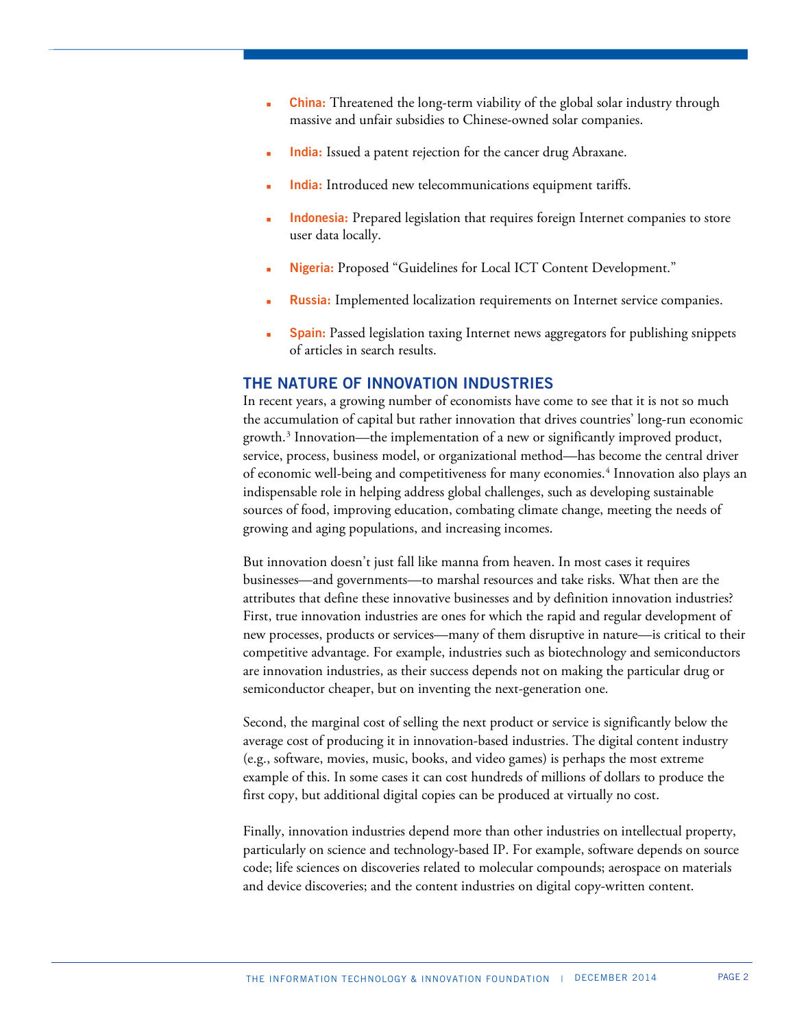- **China:** Threatened the long-term viability of the global solar industry through massive and unfair subsidies to Chinese-owned solar companies.
- **India:** Issued a patent rejection for the cancer drug Abraxane.
- **India:** Introduced new telecommunications equipment tariffs.
- **Indonesia:** Prepared legislation that requires foreign Internet companies to store user data locally.
- **Nigeria:** Proposed "Guidelines for Local ICT Content Development."
- **Russia:** Implemented localization requirements on Internet service companies.
- **Spain:** Passed legislation taxing Internet news aggregators for publishing snippets of articles in search results.

## THE NATURE OF INNOVATION INDUSTRIES

In recent years, a growing number of economists have come to see that it is not so much the accumulation of capital but rather innovation that drives countries' long-run economic growth.[3] Innovation—the implementation of a new or significantly improved product, service, process, business model, or organizational method—has become the central driver of economic well-being and competitiveness for many economies.[4] Innovation also plays an indispensable role in helping address global challenges, such as developing sustainable sources of food, improving education, combating climate change, meeting the needs of growing and aging populations, and increasing incomes.

But innovation doesn't just fall like manna from heaven. In most cases it requires businesses—and governments—to marshal resources and take risks. What then are the attributes that define these innovative businesses and by definition innovation industries? First, true innovation industries are ones for which the rapid and regular development of new processes, products or services—many of them disruptive in nature—is critical to their competitive advantage. For example, industries such as biotechnology and semiconductors are innovation industries, as their success depends not on making the particular drug or semiconductor cheaper, but on inventing the next-generation one.

Second, the marginal cost of selling the next product or service is significantly below the average cost of producing it in innovation-based industries. The digital content industry (e.g., software, movies, music, books, and video games) is perhaps the most extreme example of this. In some cases it can cost hundreds of millions of dollars to produce the first copy, but additional digital copies can be produced at virtually no cost.

Finally, innovation industries depend more than other industries on intellectual property, particularly on science and technology-based IP. For example, software depends on source code; life sciences on discoveries related to molecular compounds; aerospace on materials and device discoveries; and the content industries on digital copy-written content.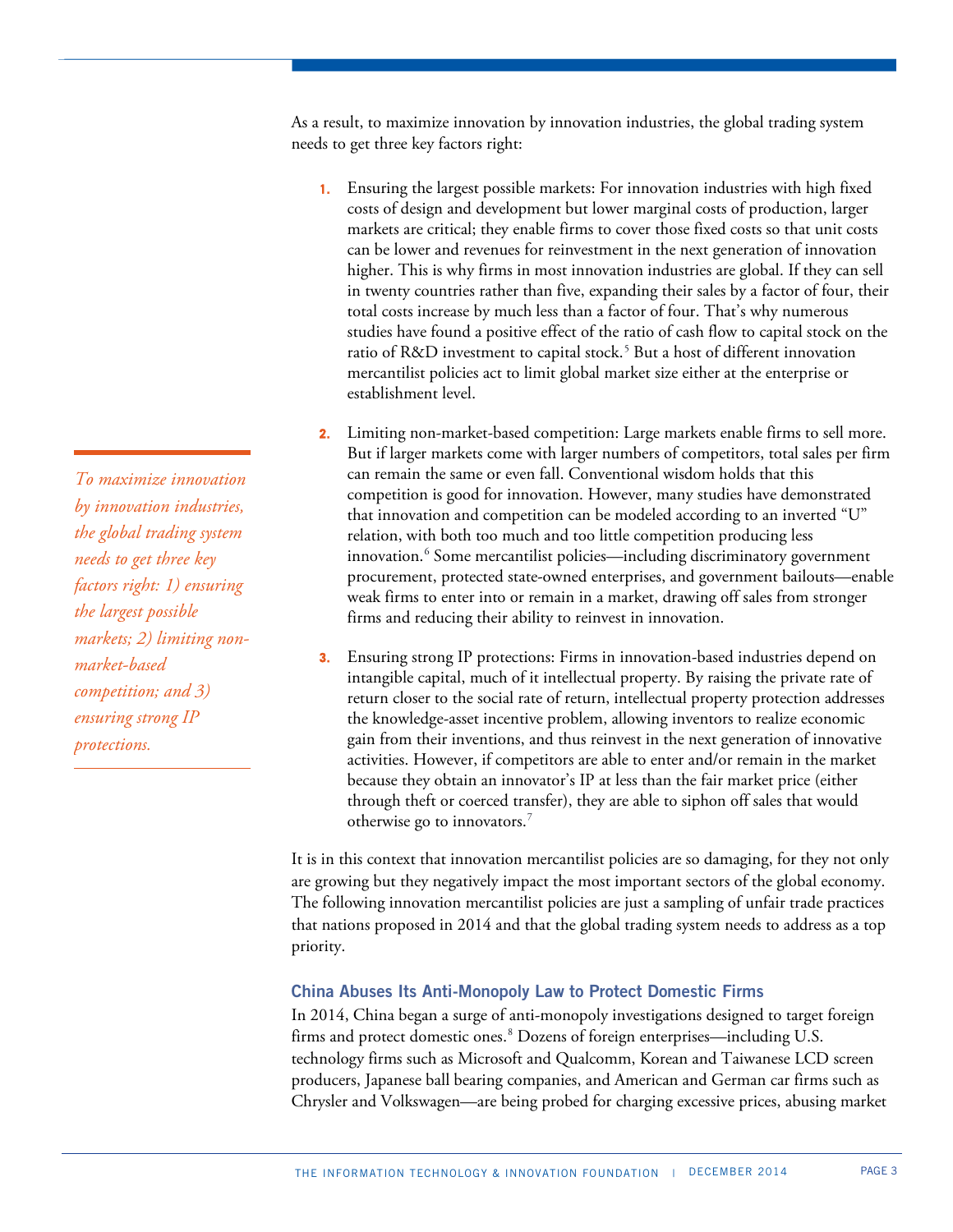As a result, to maximize innovation by innovation industries, the global trading system needs to get three key factors right:

1. Ensuring the largest possible markets: For innovation industries with high fixed costs of design and development but lower marginal costs of production, larger markets are critical; they enable firms to cover those fixed costs so that unit costs can be lower and revenues for reinvestment in the next generation of innovation higher. This is why firms in most innovation industries are global. If they can sell in twenty countries rather than five, expanding their sales by a factor of four, their total costs increase by much less than a factor of four. That's why numerous studies have found a positive effect of the ratio of cash flow to capital stock on the ratio of R&D investment to capital stock.[5] But a host of different innovation mercantilist policies act to limit global market size either at the enterprise or establishment level.

2. Limiting non-market-based competition: Large markets enable firms to sell more. But if larger markets come with larger numbers of competitors, total sales per firm can remain the same or even fall. Conventional wisdom holds that this competition is good for innovation. However, many studies have demonstrated that innovation and competition can be modeled according to an inverted "U" relation, with both too much and too little competition producing less innovation.[6] Some mercantilist policies—including discriminatory government procurement, protected state-owned enterprises, and government bailouts—enable weak firms to enter into or remain in a market, drawing off sales from stronger firms and reducing their ability to reinvest in innovation.

3. Ensuring strong IP protections: Firms in innovation-based industries depend on intangible capital, much of it intellectual property. By raising the private rate of return closer to the social rate of return, intellectual property protection addresses the knowledge-asset incentive problem, allowing inventors to realize economic gain from their inventions, and thus reinvest in the next generation of innovative activities. However, if competitors are able to enter and/or remain in the market because they obtain an innovator's IP at less than the fair market price (either through theft or coerced transfer), they are able to siphon off sales that would otherwise go to innovators.[7]

*To maximize innovation by innovation industries, the global trading system needs to get three key factors right: 1) ensuring the largest possible markets; 2) limiting non-market-based competition; and 3) ensuring strong IP protections.*

It is in this context that innovation mercantilist policies are so damaging, for they not only are growing but they negatively impact the most important sectors of the global economy. The following innovation mercantilist policies are just a sampling of unfair trade practices that nations proposed in 2014 and that the global trading system needs to address as a top priority.

### China Abuses Its Anti-Monopoly Law to Protect Domestic Firms

In 2014, China began a surge of anti-monopoly investigations designed to target foreign firms and protect domestic ones.[8] Dozens of foreign enterprises—including U.S. technology firms such as Microsoft and Qualcomm, Korean and Taiwanese LCD screen producers, Japanese ball bearing companies, and American and German car firms such as Chrysler and Volkswagen—are being probed for charging excessive prices, abusing market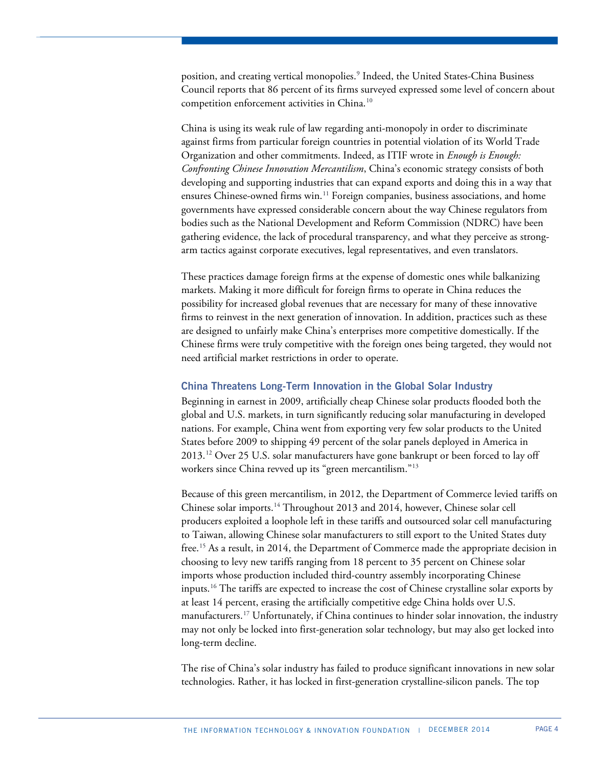position, and creating vertical monopolies.[9] Indeed, the United States-China Business Council reports that 86 percent of its firms surveyed expressed some level of concern about competition enforcement activities in China.[10]

China is using its weak rule of law regarding anti-monopoly in order to discriminate against firms from particular foreign countries in potential violation of its World Trade Organization and other commitments. Indeed, as ITIF wrote in *Enough is Enough: Confronting Chinese Innovation Mercantilism*, China's economic strategy consists of both developing and supporting industries that can expand exports and doing this in a way that ensures Chinese-owned firms win.[11] Foreign companies, business associations, and home governments have expressed considerable concern about the way Chinese regulators from bodies such as the National Development and Reform Commission (NDRC) have been gathering evidence, the lack of procedural transparency, and what they perceive as strong-arm tactics against corporate executives, legal representatives, and even translators.

These practices damage foreign firms at the expense of domestic ones while balkanizing markets. Making it more difficult for foreign firms to operate in China reduces the possibility for increased global revenues that are necessary for many of these innovative firms to reinvest in the next generation of innovation. In addition, practices such as these are designed to unfairly make China's enterprises more competitive domestically. If the Chinese firms were truly competitive with the foreign ones being targeted, they would not need artificial market restrictions in order to operate.

### China Threatens Long-Term Innovation in the Global Solar Industry

Beginning in earnest in 2009, artificially cheap Chinese solar products flooded both the global and U.S. markets, in turn significantly reducing solar manufacturing in developed nations. For example, China went from exporting very few solar products to the United States before 2009 to shipping 49 percent of the solar panels deployed in America in 2013.[12] Over 25 U.S. solar manufacturers have gone bankrupt or been forced to lay off workers since China revved up its "green mercantilism."[13]

Because of this green mercantilism, in 2012, the Department of Commerce levied tariffs on Chinese solar imports.[14] Throughout 2013 and 2014, however, Chinese solar cell producers exploited a loophole left in these tariffs and outsourced solar cell manufacturing to Taiwan, allowing Chinese solar manufacturers to still export to the United States duty free.[15] As a result, in 2014, the Department of Commerce made the appropriate decision in choosing to levy new tariffs ranging from 18 percent to 35 percent on Chinese solar imports whose production included third-country assembly incorporating Chinese inputs.[16] The tariffs are expected to increase the cost of Chinese crystalline solar exports by at least 14 percent, erasing the artificially competitive edge China holds over U.S. manufacturers.[17] Unfortunately, if China continues to hinder solar innovation, the industry may not only be locked into first-generation solar technology, but may also get locked into long-term decline.

The rise of China's solar industry has failed to produce significant innovations in new solar technologies. Rather, it has locked in first-generation crystalline-silicon panels. The top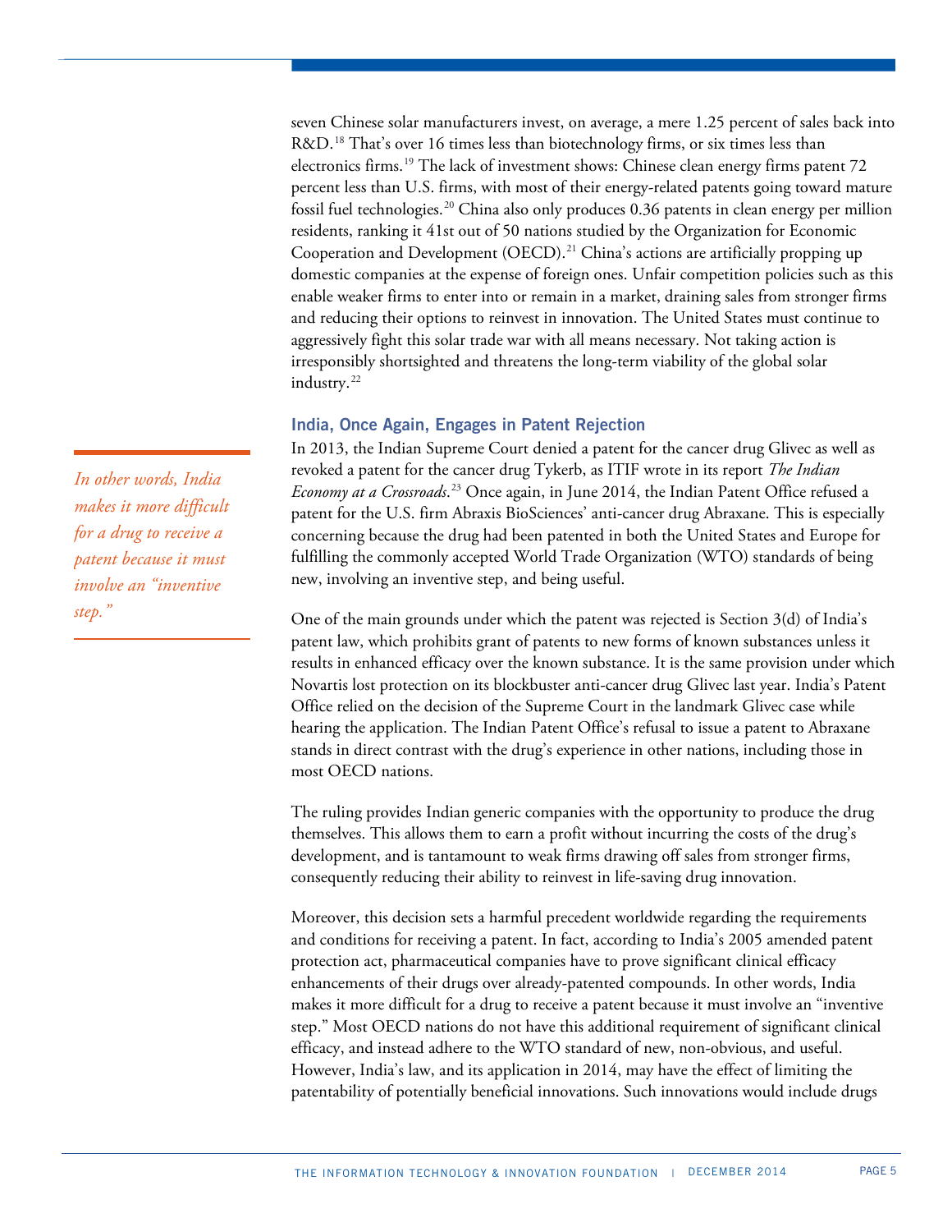seven Chinese solar manufacturers invest, on average, a mere 1.25 percent of sales back into R&D.[18] That's over 16 times less than biotechnology firms, or six times less than electronics firms.[19] The lack of investment shows: Chinese clean energy firms patent 72 percent less than U.S. firms, with most of their energy-related patents going toward mature fossil fuel technologies.[20] China also only produces 0.36 patents in clean energy per million residents, ranking it 41st out of 50 nations studied by the Organization for Economic Cooperation and Development (OECD).[21] China's actions are artificially propping up domestic companies at the expense of foreign ones. Unfair competition policies such as this enable weaker firms to enter into or remain in a market, draining sales from stronger firms and reducing their options to reinvest in innovation. The United States must continue to aggressively fight this solar trade war with all means necessary. Not taking action is irresponsibly shortsighted and threatens the long-term viability of the global solar industry.[22]

### India, Once Again, Engages in Patent Rejection

In 2013, the Indian Supreme Court denied a patent for the cancer drug Glivec as well as revoked a patent for the cancer drug Tykerb, as ITIF wrote in its report *The Indian Economy at a Crossroads*.[23] Once again, in June 2014, the Indian Patent Office refused a patent for the U.S. firm Abraxis BioSciences' anti-cancer drug Abraxane. This is especially concerning because the drug had been patented in both the United States and Europe for fulfilling the commonly accepted World Trade Organization (WTO) standards of being new, involving an inventive step, and being useful.

*In other words, India makes it more difficult for a drug to receive a patent because it must involve an "inventive step."*

One of the main grounds under which the patent was rejected is Section 3(d) of India's patent law, which prohibits grant of patents to new forms of known substances unless it results in enhanced efficacy over the known substance. It is the same provision under which Novartis lost protection on its blockbuster anti-cancer drug Glivec last year. India's Patent Office relied on the decision of the Supreme Court in the landmark Glivec case while hearing the application. The Indian Patent Office's refusal to issue a patent to Abraxane stands in direct contrast with the drug's experience in other nations, including those in most OECD nations.

The ruling provides Indian generic companies with the opportunity to produce the drug themselves. This allows them to earn a profit without incurring the costs of the drug's development, and is tantamount to weak firms drawing off sales from stronger firms, consequently reducing their ability to reinvest in life-saving drug innovation.

Moreover, this decision sets a harmful precedent worldwide regarding the requirements and conditions for receiving a patent. In fact, according to India's 2005 amended patent protection act, pharmaceutical companies have to prove significant clinical efficacy enhancements of their drugs over already-patented compounds. In other words, India makes it more difficult for a drug to receive a patent because it must involve an "inventive step." Most OECD nations do not have this additional requirement of significant clinical efficacy, and instead adhere to the WTO standard of new, non-obvious, and useful. However, India's law, and its application in 2014, may have the effect of limiting the patentability of potentially beneficial innovations. Such innovations would include drugs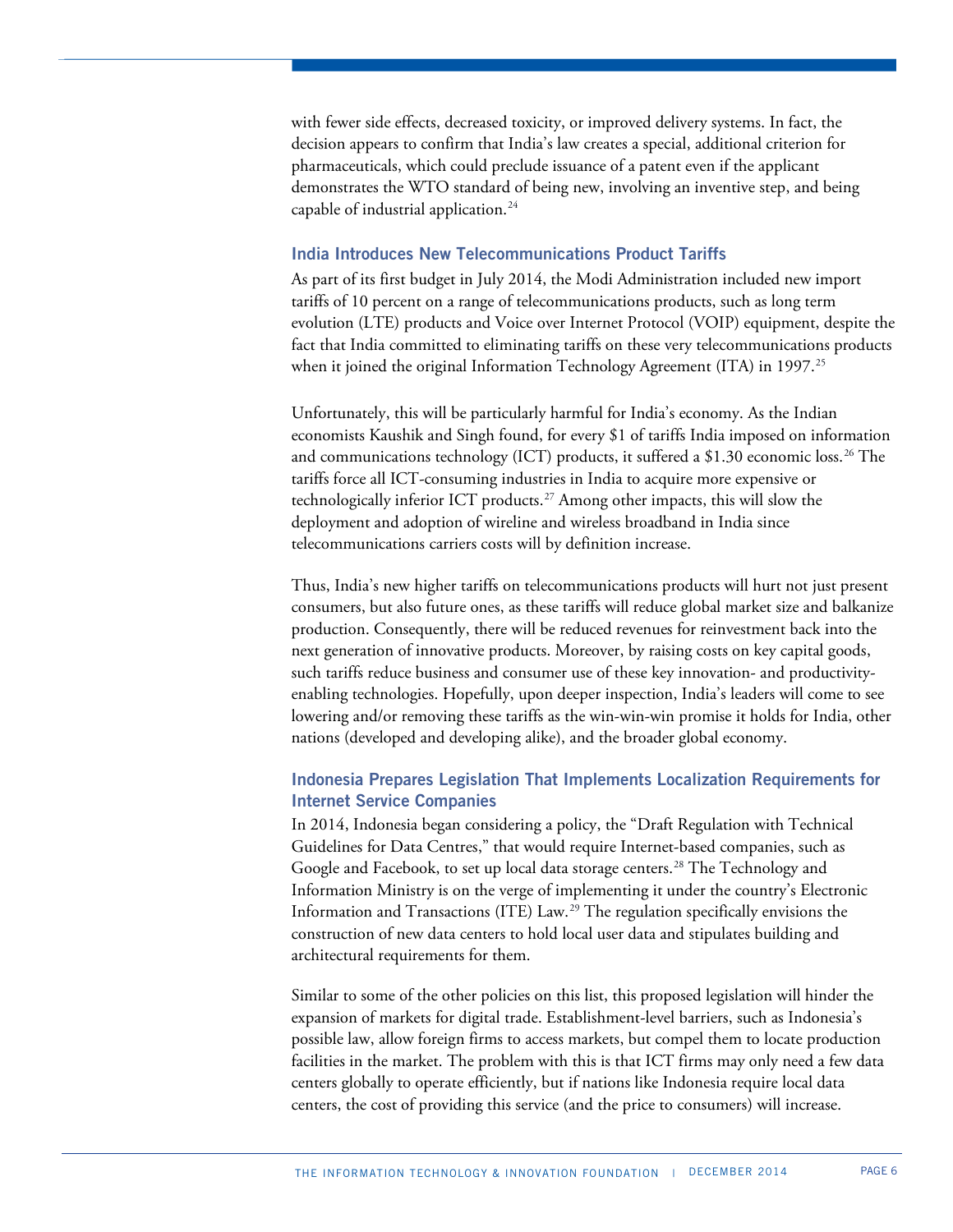with fewer side effects, decreased toxicity, or improved delivery systems. In fact, the decision appears to confirm that India's law creates a special, additional criterion for pharmaceuticals, which could preclude issuance of a patent even if the applicant demonstrates the WTO standard of being new, involving an inventive step, and being capable of industrial application.[24]

### India Introduces New Telecommunications Product Tariffs

As part of its first budget in July 2014, the Modi Administration included new import tariffs of 10 percent on a range of telecommunications products, such as long term evolution (LTE) products and Voice over Internet Protocol (VOIP) equipment, despite the fact that India committed to eliminating tariffs on these very telecommunications products when it joined the original Information Technology Agreement (ITA) in 1997.[25]

Unfortunately, this will be particularly harmful for India's economy. As the Indian economists Kaushik and Singh found, for every $1 of tariffs India imposed on information and communications technology (ICT) products, it suffered a $1.30 economic loss.[26] The tariffs force all ICT-consuming industries in India to acquire more expensive or technologically inferior ICT products.[27] Among other impacts, this will slow the deployment and adoption of wireline and wireless broadband in India since telecommunications carriers costs will by definition increase.

Thus, India's new higher tariffs on telecommunications products will hurt not just present consumers, but also future ones, as these tariffs will reduce global market size and balkanize production. Consequently, there will be reduced revenues for reinvestment back into the next generation of innovative products. Moreover, by raising costs on key capital goods, such tariffs reduce business and consumer use of these key innovation- and productivity-enabling technologies. Hopefully, upon deeper inspection, India's leaders will come to see lowering and/or removing these tariffs as the win-win-win promise it holds for India, other nations (developed and developing alike), and the broader global economy.

### Indonesia Prepares Legislation That Implements Localization Requirements for Internet Service Companies

In 2014, Indonesia began considering a policy, the "Draft Regulation with Technical Guidelines for Data Centres," that would require Internet-based companies, such as Google and Facebook, to set up local data storage centers.[28] The Technology and Information Ministry is on the verge of implementing it under the country's Electronic Information and Transactions (ITE) Law.[29] The regulation specifically envisions the construction of new data centers to hold local user data and stipulates building and architectural requirements for them.

Similar to some of the other policies on this list, this proposed legislation will hinder the expansion of markets for digital trade. Establishment-level barriers, such as Indonesia's possible law, allow foreign firms to access markets, but compel them to locate production facilities in the market. The problem with this is that ICT firms may only need a few data centers globally to operate efficiently, but if nations like Indonesia require local data centers, the cost of providing this service (and the price to consumers) will increase.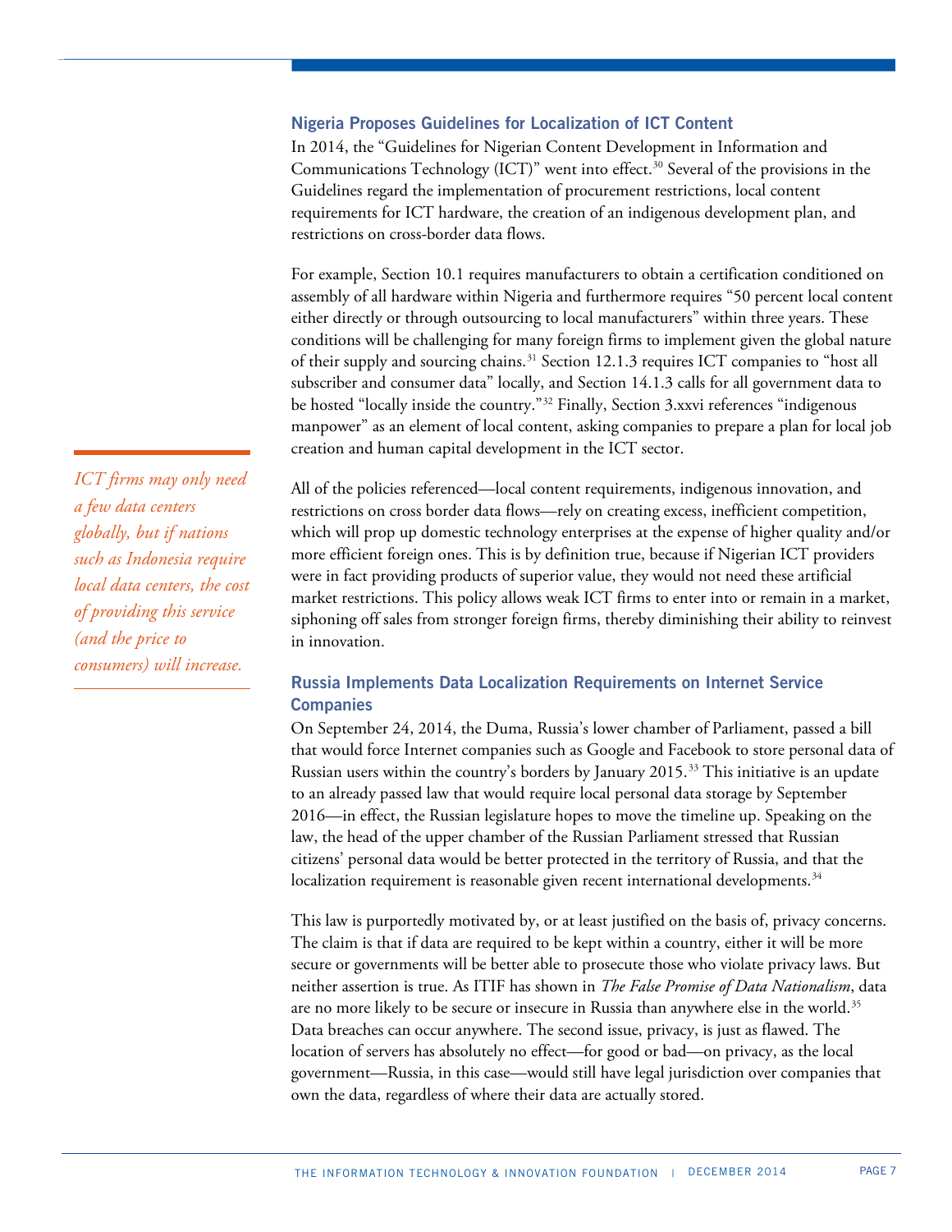## Nigeria Proposes Guidelines for Localization of ICT Content

In 2014, the "Guidelines for Nigerian Content Development in Information and Communications Technology (ICT)" went into effect.[30] Several of the provisions in the Guidelines regard the implementation of procurement restrictions, local content requirements for ICT hardware, the creation of an indigenous development plan, and restrictions on cross-border data flows.

For example, Section 10.1 requires manufacturers to obtain a certification conditioned on assembly of all hardware within Nigeria and furthermore requires "50 percent local content either directly or through outsourcing to local manufacturers" within three years. These conditions will be challenging for many foreign firms to implement given the global nature of their supply and sourcing chains.[31] Section 12.1.3 requires ICT companies to "host all subscriber and consumer data" locally, and Section 14.1.3 calls for all government data to be hosted "locally inside the country."[32] Finally, Section 3.xxvi references "indigenous manpower" as an element of local content, asking companies to prepare a plan for local job creation and human capital development in the ICT sector.

*ICT firms may only need a few data centers globally, but if nations such as Indonesia require local data centers, the cost of providing this service (and the price to consumers) will increase.*

All of the policies referenced—local content requirements, indigenous innovation, and restrictions on cross border data flows—rely on creating excess, inefficient competition, which will prop up domestic technology enterprises at the expense of higher quality and/or more efficient foreign ones. This is by definition true, because if Nigerian ICT providers were in fact providing products of superior value, they would not need these artificial market restrictions. This policy allows weak ICT firms to enter into or remain in a market, siphoning off sales from stronger foreign firms, thereby diminishing their ability to reinvest in innovation.

## Russia Implements Data Localization Requirements on Internet Service Companies

On September 24, 2014, the Duma, Russia's lower chamber of Parliament, passed a bill that would force Internet companies such as Google and Facebook to store personal data of Russian users within the country's borders by January 2015.[33] This initiative is an update to an already passed law that would require local personal data storage by September 2016—in effect, the Russian legislature hopes to move the timeline up. Speaking on the law, the head of the upper chamber of the Russian Parliament stressed that Russian citizens' personal data would be better protected in the territory of Russia, and that the localization requirement is reasonable given recent international developments.[34]

This law is purportedly motivated by, or at least justified on the basis of, privacy concerns. The claim is that if data are required to be kept within a country, either it will be more secure or governments will be better able to prosecute those who violate privacy laws. But neither assertion is true. As ITIF has shown in *The False Promise of Data Nationalism*, data are no more likely to be secure or insecure in Russia than anywhere else in the world.[35] Data breaches can occur anywhere. The second issue, privacy, is just as flawed. The location of servers has absolutely no effect—for good or bad—on privacy, as the local government—Russia, in this case—would still have legal jurisdiction over companies that own the data, regardless of where their data are actually stored.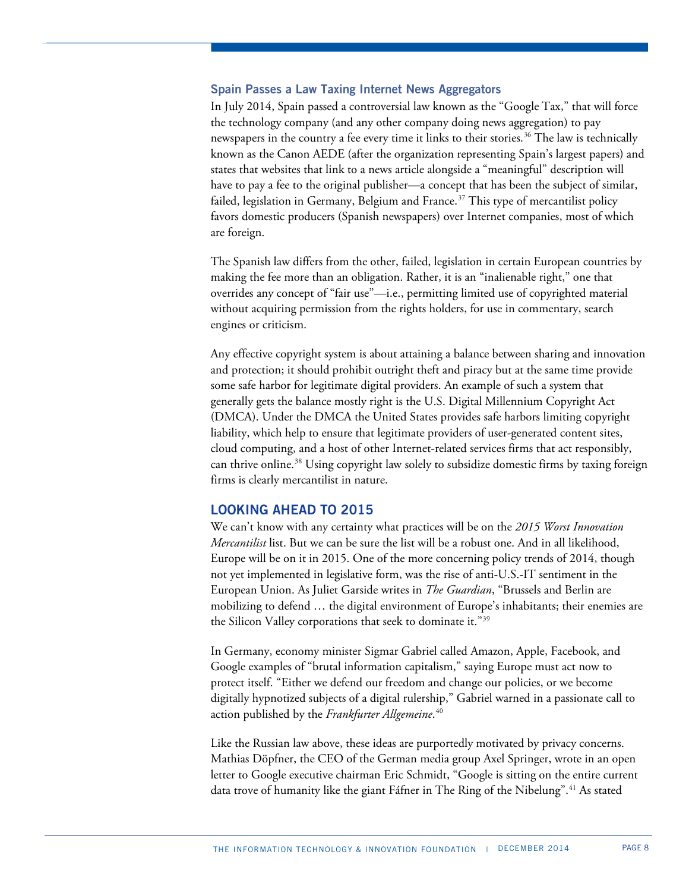### Spain Passes a Law Taxing Internet News Aggregators

In July 2014, Spain passed a controversial law known as the "Google Tax," that will force the technology company (and any other company doing news aggregation) to pay newspapers in the country a fee every time it links to their stories.[36] The law is technically known as the Canon AEDE (after the organization representing Spain's largest papers) and states that websites that link to a news article alongside a "meaningful" description will have to pay a fee to the original publisher—a concept that has been the subject of similar, failed, legislation in Germany, Belgium and France.[37] This type of mercantilist policy favors domestic producers (Spanish newspapers) over Internet companies, most of which are foreign.

The Spanish law differs from the other, failed, legislation in certain European countries by making the fee more than an obligation. Rather, it is an "inalienable right," one that overrides any concept of "fair use"—i.e., permitting limited use of copyrighted material without acquiring permission from the rights holders, for use in commentary, search engines or criticism.

Any effective copyright system is about attaining a balance between sharing and innovation and protection; it should prohibit outright theft and piracy but at the same time provide some safe harbor for legitimate digital providers. An example of such a system that generally gets the balance mostly right is the U.S. Digital Millennium Copyright Act (DMCA). Under the DMCA the United States provides safe harbors limiting copyright liability, which help to ensure that legitimate providers of user-generated content sites, cloud computing, and a host of other Internet-related services firms that act responsibly, can thrive online.[38] Using copyright law solely to subsidize domestic firms by taxing foreign firms is clearly mercantilist in nature.

## LOOKING AHEAD TO 2015

We can't know with any certainty what practices will be on the *2015 Worst Innovation Mercantilist* list. But we can be sure the list will be a robust one. And in all likelihood, Europe will be on it in 2015. One of the more concerning policy trends of 2014, though not yet implemented in legislative form, was the rise of anti-U.S.-IT sentiment in the European Union. As Juliet Garside writes in *The Guardian*, "Brussels and Berlin are mobilizing to defend … the digital environment of Europe's inhabitants; their enemies are the Silicon Valley corporations that seek to dominate it."[39]

In Germany, economy minister Sigmar Gabriel called Amazon, Apple, Facebook, and Google examples of "brutal information capitalism," saying Europe must act now to protect itself. "Either we defend our freedom and change our policies, or we become digitally hypnotized subjects of a digital rulership," Gabriel warned in a passionate call to action published by the *Frankfurter Allgemeine*.[40]

Like the Russian law above, these ideas are purportedly motivated by privacy concerns. Mathias Döpfner, the CEO of the German media group Axel Springer, wrote in an open letter to Google executive chairman Eric Schmidt, "Google is sitting on the entire current data trove of humanity like the giant Fáfner in The Ring of the Nibelung".[41] As stated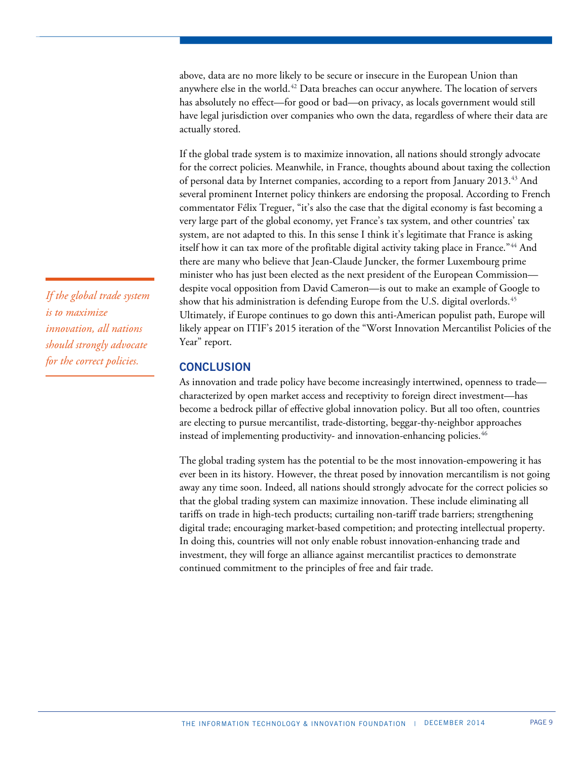above, data are no more likely to be secure or insecure in the European Union than anywhere else in the world.[42] Data breaches can occur anywhere. The location of servers has absolutely no effect—for good or bad—on privacy, as locals government would still have legal jurisdiction over companies who own the data, regardless of where their data are actually stored.

If the global trade system is to maximize innovation, all nations should strongly advocate for the correct policies. Meanwhile, in France, thoughts abound about taxing the collection of personal data by Internet companies, according to a report from January 2013.[43] And several prominent Internet policy thinkers are endorsing the proposal. According to French commentator Félix Treguer, "it's also the case that the digital economy is fast becoming a very large part of the global economy, yet France's tax system, and other countries' tax system, are not adapted to this. In this sense I think it's legitimate that France is asking itself how it can tax more of the profitable digital activity taking place in France."[44] And there are many who believe that Jean-Claude Juncker, the former Luxembourg prime minister who has just been elected as the next president of the European Commission—despite vocal opposition from David Cameron—is out to make an example of Google to show that his administration is defending Europe from the U.S. digital overlords.[45] Ultimately, if Europe continues to go down this anti-American populist path, Europe will likely appear on ITIF's 2015 iteration of the "Worst Innovation Mercantilist Policies of the Year" report.

*If the global trade system is to maximize innovation, all nations should strongly advocate for the correct policies.*

## CONCLUSION

As innovation and trade policy have become increasingly intertwined, openness to trade—characterized by open market access and receptivity to foreign direct investment—has become a bedrock pillar of effective global innovation policy. But all too often, countries are electing to pursue mercantilist, trade-distorting, beggar-thy-neighbor approaches instead of implementing productivity- and innovation-enhancing policies.[46]

The global trading system has the potential to be the most innovation-empowering it has ever been in its history. However, the threat posed by innovation mercantilism is not going away any time soon. Indeed, all nations should strongly advocate for the correct policies so that the global trading system can maximize innovation. These include eliminating all tariffs on trade in high-tech products; curtailing non-tariff trade barriers; strengthening digital trade; encouraging market-based competition; and protecting intellectual property. In doing this, countries will not only enable robust innovation-enhancing trade and investment, they will forge an alliance against mercantilist practices to demonstrate continued commitment to the principles of free and fair trade.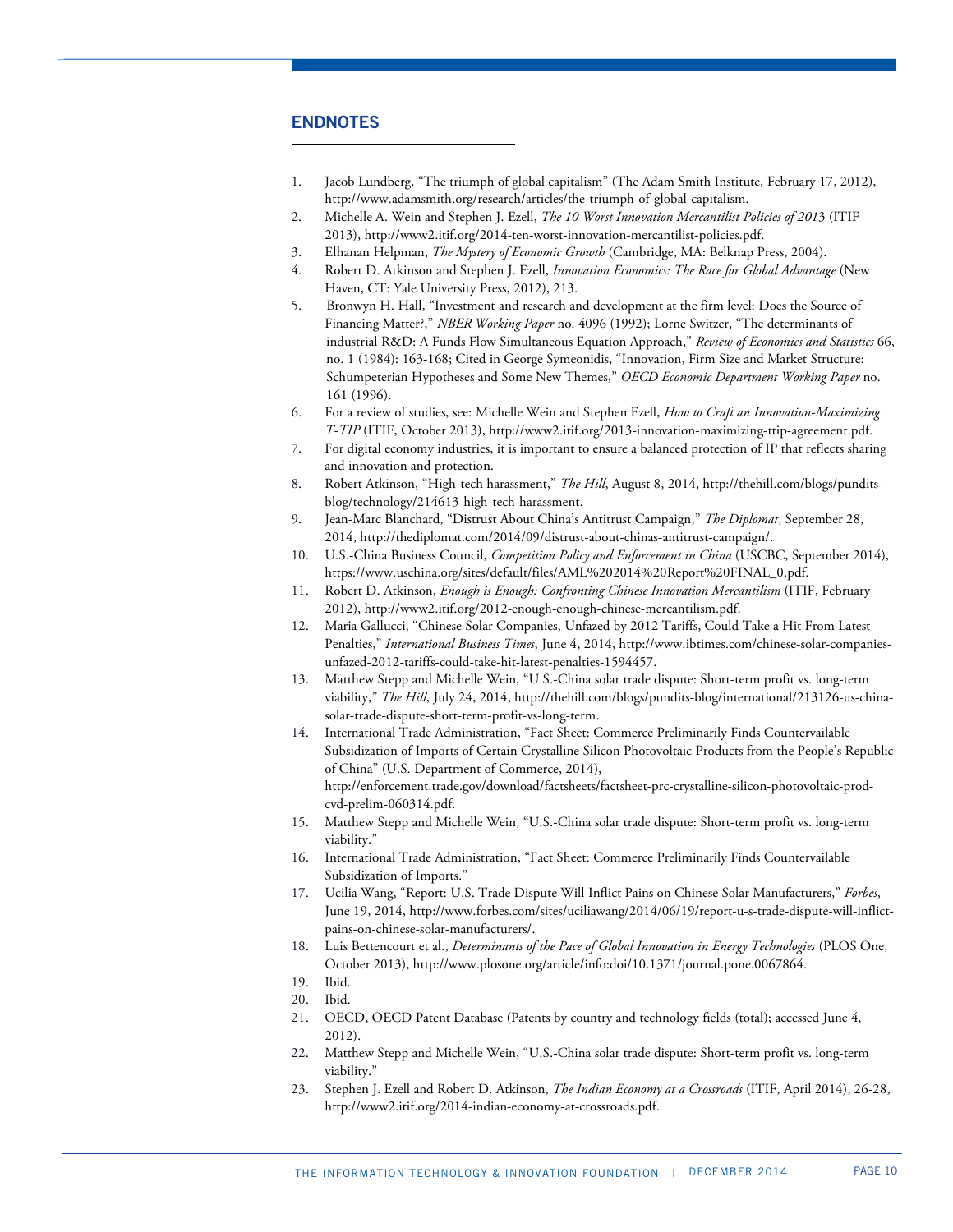## ENDNOTES

1. Jacob Lundberg, "The triumph of global capitalism" (The Adam Smith Institute, February 17, 2012), http://www.adamsmith.org/research/articles/the-triumph-of-global-capitalism.
2. Michelle A. Wein and Stephen J. Ezell, *The 10 Worst Innovation Mercantilist Policies of 2013* (ITIF 2013), http://www2.itif.org/2014-ten-worst-innovation-mercantilist-policies.pdf.
3. Elhanan Helpman, *The Mystery of Economic Growth* (Cambridge, MA: Belknap Press, 2004).
4. Robert D. Atkinson and Stephen J. Ezell, *Innovation Economics: The Race for Global Advantage* (New Haven, CT: Yale University Press, 2012), 213.
5. Bronwyn H. Hall, "Investment and research and development at the firm level: Does the Source of Financing Matter?," *NBER Working Paper* no. 4096 (1992); Lorne Switzer, "The determinants of industrial R&D: A Funds Flow Simultaneous Equation Approach," *Review of Economics and Statistics* 66, no. 1 (1984): 163-168; Cited in George Symeonidis, "Innovation, Firm Size and Market Structure: Schumpeterian Hypotheses and Some New Themes," *OECD Economic Department Working Paper* no. 161 (1996).
6. For a review of studies, see: Michelle Wein and Stephen Ezell, *How to Craft an Innovation-Maximizing T-TIP* (ITIF, October 2013), http://www2.itif.org/2013-innovation-maximizing-ttip-agreement.pdf.
7. For digital economy industries, it is important to ensure a balanced protection of IP that reflects sharing and innovation and protection.
8. Robert Atkinson, "High-tech harassment," *The Hill*, August 8, 2014, http://thehill.com/blogs/pundits-blog/technology/214613-high-tech-harassment.
9. Jean-Marc Blanchard, "Distrust About China's Antitrust Campaign," *The Diplomat*, September 28, 2014, http://thediplomat.com/2014/09/distrust-about-chinas-antitrust-campaign/.
10. U.S.-China Business Council, *Competition Policy and Enforcement in China* (USCBC, September 2014), https://www.uschina.org/sites/default/files/AML%202014%20Report%20FINAL_0.pdf.
11. Robert D. Atkinson, *Enough is Enough: Confronting Chinese Innovation Mercantilism* (ITIF, February 2012), http://www2.itif.org/2012-enough-enough-chinese-mercantilism.pdf.
12. Maria Gallucci, "Chinese Solar Companies, Unfazed by 2012 Tariffs, Could Take a Hit From Latest Penalties," *International Business Times*, June 4, 2014, http://www.ibtimes.com/chinese-solar-companies-unfazed-2012-tariffs-could-take-hit-latest-penalties-1594457.
13. Matthew Stepp and Michelle Wein, "U.S.-China solar trade dispute: Short-term profit vs. long-term viability," *The Hill*, July 24, 2014, http://thehill.com/blogs/pundits-blog/international/213126-us-china-solar-trade-dispute-short-term-profit-vs-long-term.
14. International Trade Administration, "Fact Sheet: Commerce Preliminarily Finds Countervailable Subsidization of Imports of Certain Crystalline Silicon Photovoltaic Products from the People's Republic of China" (U.S. Department of Commerce, 2014), http://enforcement.trade.gov/download/factsheets/factsheet-prc-crystalline-silicon-photovoltaic-prod-cvd-prelim-060314.pdf.
15. Matthew Stepp and Michelle Wein, "U.S.-China solar trade dispute: Short-term profit vs. long-term viability."
16. International Trade Administration, "Fact Sheet: Commerce Preliminarily Finds Countervailable Subsidization of Imports."
17. Ucilia Wang, "Report: U.S. Trade Dispute Will Inflict Pains on Chinese Solar Manufacturers," *Forbes*, June 19, 2014, http://www.forbes.com/sites/uciliawang/2014/06/19/report-u-s-trade-dispute-will-inflict-pains-on-chinese-solar-manufacturers/.
18. Luis Bettencourt et al., *Determinants of the Pace of Global Innovation in Energy Technologies* (PLOS One, October 2013), http://www.plosone.org/article/info:doi/10.1371/journal.pone.0067864.
19. Ibid.
20. Ibid.
21. OECD, OECD Patent Database (Patents by country and technology fields (total); accessed June 4, 2012).
22. Matthew Stepp and Michelle Wein, "U.S.-China solar trade dispute: Short-term profit vs. long-term viability."
23. Stephen J. Ezell and Robert D. Atkinson, *The Indian Economy at a Crossroads* (ITIF, April 2014), 26-28, http://www2.itif.org/2014-indian-economy-at-crossroads.pdf.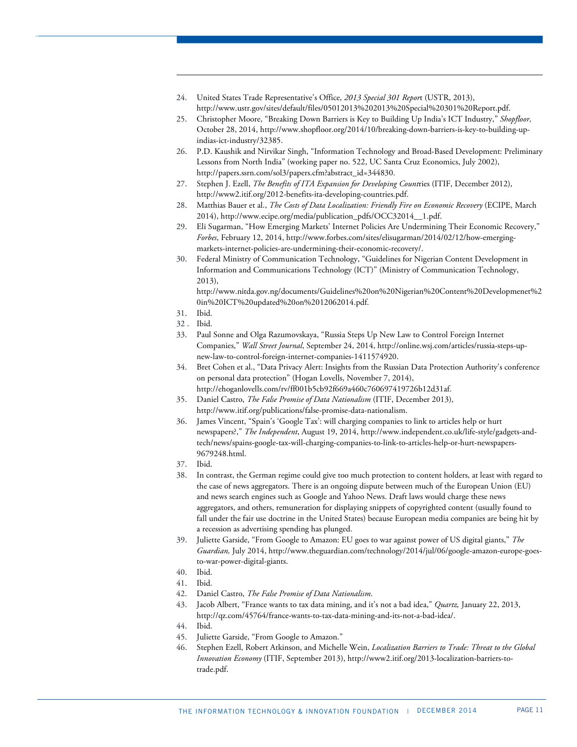24. United States Trade Representative's Office, *2013 Special 301 Report* (USTR, 2013), http://www.ustr.gov/sites/default/files/05012013%202013%20Special%20301%20Report.pdf.
25. Christopher Moore, "Breaking Down Barriers is Key to Building Up India's ICT Industry," *Shopfloor,* October 28, 2014, http://www.shopfloor.org/2014/10/breaking-down-barriers-is-key-to-building-up-indias-ict-industry/32385.
26. P.D. Kaushik and Nirvikar Singh, "Information Technology and Broad-Based Development: Preliminary Lessons from North India" (working paper no. 522, UC Santa Cruz Economics, July 2002), http://papers.ssrn.com/sol3/papers.cfm?abstract_id=344830.
27. Stephen J. Ezell, *The Benefits of ITA Expansion for Developing Countries* (ITIF, December 2012), http://www2.itif.org/2012-benefits-ita-developing-countries.pdf.
28. Matthias Bauer et al., *The Costs of Data Localization: Friendly Fire on Economic Recovery* (ECIPE, March 2014), http://www.ecipe.org/media/publication_pdfs/OCC32014__1.pdf.
29. Eli Sugarman, "How Emerging Markets' Internet Policies Are Undermining Their Economic Recovery," *Forbes*, February 12, 2014, http://www.forbes.com/sites/elisugarman/2014/02/12/how-emerging-markets-internet-policies-are-undermining-their-economic-recovery/.
30. Federal Ministry of Communication Technology, "Guidelines for Nigerian Content Development in Information and Communications Technology (ICT)" (Ministry of Communication Technology, 2013), http://www.nitda.gov.ng/documents/Guidelines%20on%20Nigerian%20Content%20Developmenet%20in%20ICT%20updated%20on%2012062014.pdf.
31. Ibid.
32. Ibid.
33. Paul Sonne and Olga Razumovskaya, "Russia Steps Up New Law to Control Foreign Internet Companies," *Wall Street Journal*, September 24, 2014, http://online.wsj.com/articles/russia-steps-up-new-law-to-control-foreign-internet-companies-1411574920.
34. Bret Cohen et al., "Data Privacy Alert: Insights from the Russian Data Protection Authority's conference on personal data protection" (Hogan Lovells, November 7, 2014), http://ehoganlovells.com/rv/ff001b5cb92f669a460c760697419726b12d31af.
35. Daniel Castro, *The False Promise of Data Nationalism* (ITIF, December 2013), http://www.itif.org/publications/false-promise-data-nationalism.
36. James Vincent, "Spain's 'Google Tax': will charging companies to link to articles help or hurt newspapers?," *The Independent*, August 19, 2014, http://www.independent.co.uk/life-style/gadgets-and-tech/news/spains-google-tax-will-charging-companies-to-link-to-articles-help-or-hurt-newspapers-9679248.html.
37. Ibid.
38. In contrast, the German regime could give too much protection to content holders, at least with regard to the case of news aggregators. There is an ongoing dispute between much of the European Union (EU) and news search engines such as Google and Yahoo News. Draft laws would charge these news aggregators, and others, remuneration for displaying snippets of copyrighted content (usually found to fall under the fair use doctrine in the United States) because European media companies are being hit by a recession as advertising spending has plunged.
39. Juliette Garside, "From Google to Amazon: EU goes to war against power of US digital giants," *The Guardian,* July 2014, http://www.theguardian.com/technology/2014/jul/06/google-amazon-europe-goes-to-war-power-digital-giants.
40. Ibid.
41. Ibid.
42. Daniel Castro, *The False Promise of Data Nationalism*.
43. Jacob Albert, "France wants to tax data mining, and it's not a bad idea," *Quartz,* January 22, 2013, http://qz.com/45764/france-wants-to-tax-data-mining-and-its-not-a-bad-idea/.
44. Ibid.
45. Juliette Garside, "From Google to Amazon."
46. Stephen Ezell, Robert Atkinson, and Michelle Wein, *Localization Barriers to Trade: Threat to the Global Innovation Economy* (ITIF, September 2013), http://www2.itif.org/2013-localization-barriers-to-trade.pdf.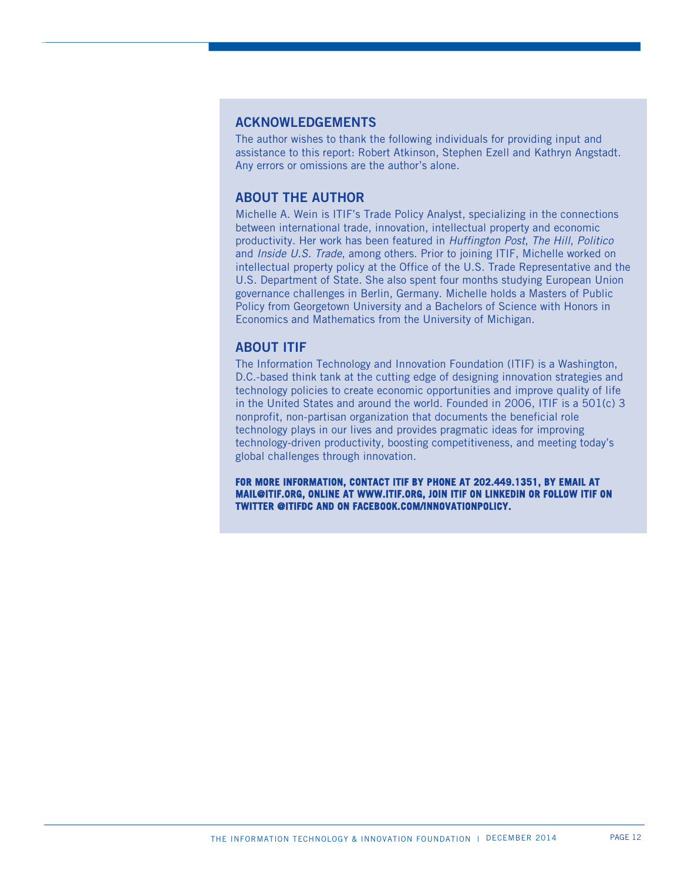## ACKNOWLEDGEMENTS

The author wishes to thank the following individuals for providing input and assistance to this report: Robert Atkinson, Stephen Ezell and Kathryn Angstadt. Any errors or omissions are the author's alone.

## ABOUT THE AUTHOR

Michelle A. Wein is ITIF's Trade Policy Analyst, specializing in the connections between international trade, innovation, intellectual property and economic productivity. Her work has been featured in *Huffington Post*, *The Hill*, *Politico* and *Inside U.S. Trade*, among others. Prior to joining ITIF, Michelle worked on intellectual property policy at the Office of the U.S. Trade Representative and the U.S. Department of State. She also spent four months studying European Union governance challenges in Berlin, Germany. Michelle holds a Masters of Public Policy from Georgetown University and a Bachelors of Science with Honors in Economics and Mathematics from the University of Michigan.

## ABOUT ITIF

The Information Technology and Innovation Foundation (ITIF) is a Washington, D.C.-based think tank at the cutting edge of designing innovation strategies and technology policies to create economic opportunities and improve quality of life in the United States and around the world. Founded in 2006, ITIF is a 501(c) 3 nonprofit, non-partisan organization that documents the beneficial role technology plays in our lives and provides pragmatic ideas for improving technology-driven productivity, boosting competitiveness, and meeting today's global challenges through innovation.

**FOR MORE INFORMATION, CONTACT ITIF BY PHONE AT 202.449.1351, BY EMAIL AT MAIL@ITIF.ORG, ONLINE AT WWW.ITIF.ORG, JOIN ITIF ON LINKEDIN OR FOLLOW ITIF ON TWITTER @ITIFDC AND ON FACEBOOK.COM/INNOVATIONPOLICY.**